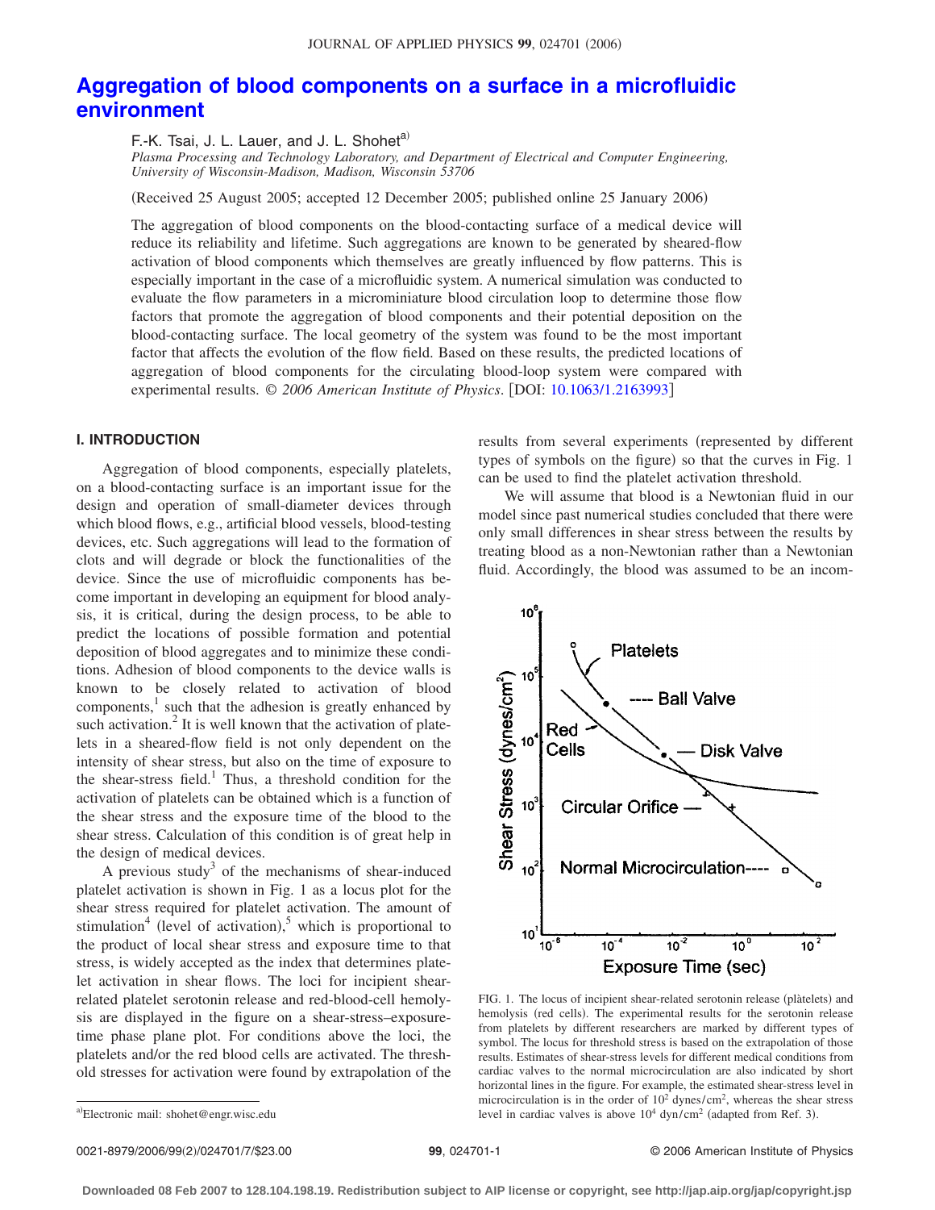# Aggregation of blood components on a surface in a microfluidic environment

F.-K. Tsai, J. L. Lauer, and J. L. Shohet[a)]

*Plasma Processing and Technology Laboratory, and Department of Electrical and Computer Engineering, University of Wisconsin-Madison, Madison, Wisconsin 53706*

(Received 25 August 2005; accepted 12 December 2005; published online 25 January 2006)

The aggregation of blood components on the blood-contacting surface of a medical device will reduce its reliability and lifetime. Such aggregations are known to be generated by sheared-flow activation of blood components which themselves are greatly influenced by flow patterns. This is especially important in the case of a microfluidic system. A numerical simulation was conducted to evaluate the flow parameters in a microminiature blood circulation loop to determine those flow factors that promote the aggregation of blood components and their potential deposition on the blood-contacting surface. The local geometry of the system was found to be the most important factor that affects the evolution of the flow field. Based on these results, the predicted locations of aggregation of blood components for the circulating blood-loop system were compared with experimental results. *© 2006 American Institute of Physics.* [DOI: 10.1063/1.2163993]

## I. INTRODUCTION

Aggregation of blood components, especially platelets, on a blood-contacting surface is an important issue for the design and operation of small-diameter devices through which blood flows, e.g., artificial blood vessels, blood-testing devices, etc. Such aggregations will lead to the formation of clots and will degrade or block the functionalities of the device. Since the use of microfluidic components has become important in developing an equipment for blood analysis, it is critical, during the design process, to be able to predict the locations of possible formation and potential deposition of blood aggregates and to minimize these conditions. Adhesion of blood components to the device walls is known to be closely related to activation of blood components,[1] such that the adhesion is greatly enhanced by such activation.[2] It is well known that the activation of platelets in a sheared-flow field is not only dependent on the intensity of shear stress, but also on the time of exposure to the shear-stress field.[1] Thus, a threshold condition for the activation of platelets can be obtained which is a function of the shear stress and the exposure time of the blood to the shear stress. Calculation of this condition is of great help in the design of medical devices.

A previous study[3] of the mechanisms of shear-induced platelet activation is shown in Fig. 1 as a locus plot for the shear stress required for platelet activation. The amount of stimulation[4] (level of activation),[5] which is proportional to the product of local shear stress and exposure time to that stress, is widely accepted as the index that determines platelet activation in shear flows. The loci for incipient shear-related platelet serotonin release and red-blood-cell hemolysis are displayed in the figure on a shear-stress–exposure-time phase plane plot. For conditions above the loci, the platelets and/or the red blood cells are activated. The threshold stresses for activation were found by extrapolation of the results from several experiments (represented by different types of symbols on the figure) so that the curves in Fig. 1 can be used to find the platelet activation threshold.

We will assume that blood is a Newtonian fluid in our model since past numerical studies concluded that there were only small differences in shear stress between the results by treating blood as a non-Newtonian rather than a Newtonian fluid. Accordingly, the blood was assumed to be an incom-

FIG. 1. The locus of incipient shear-related serotonin release (plàtelets) and hemolysis (red cells). The experimental results for the serotonin release from platelets by different researchers are marked by different types of symbol. The locus for threshold stress is based on the extrapolation of those results. Estimates of shear-stress levels for different medical conditions from cardiac valves to the normal microcirculation are also indicated by short horizontal lines in the figure. For example, the estimated shear-stress level in microcirculation is in the order of $10^2$ dynes/cm$^2$, whereas the shear stress level in cardiac valves is above $10^4$ dyn/cm$^2$ (adapted from Ref. 3).

[a)]Electronic mail: shohet@engr.wisc.edu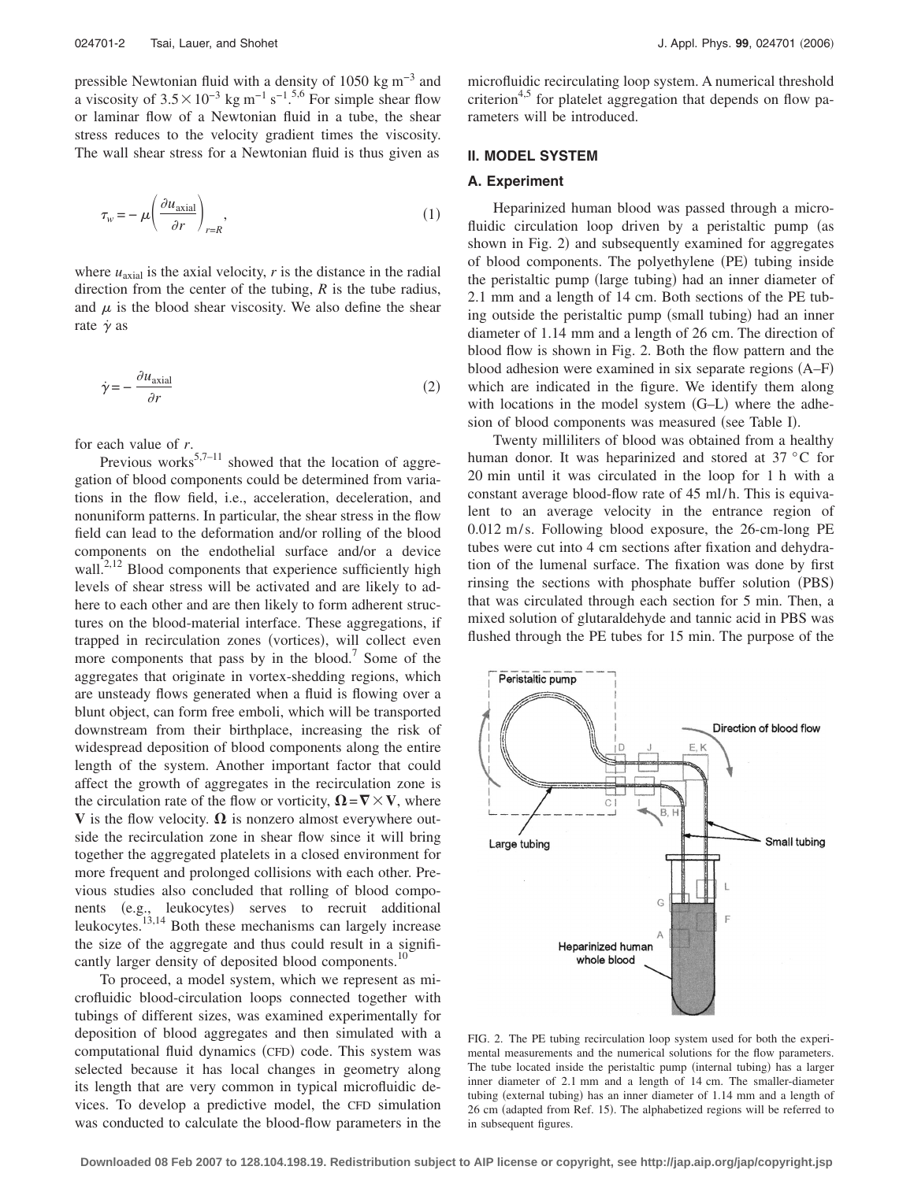pressible Newtonian fluid with a density of 1050 kg m$^{-3}$ and a viscosity of $3.5 \times 10^{-3}$ kg m$^{-1}$ s$^{-1}$.[5,6] For simple shear flow or laminar flow of a Newtonian fluid in a tube, the shear stress reduces to the velocity gradient times the viscosity. The wall shear stress for a Newtonian fluid is thus given as

$$\tau_w = -\mu \left( \frac{\partial u_{\text{axial}}}{\partial r} \right)_{r=R}, \tag{1}$$

where $u_{\text{axial}}$ is the axial velocity, $r$ is the distance in the radial direction from the center of the tubing, $R$ is the tube radius, and $\mu$ is the blood shear viscosity. We also define the shear rate $\dot{\gamma}$ as

$$\dot{\gamma} = -\frac{\partial u_{\text{axial}}}{\partial r} \tag{2}$$

for each value of $r$.

Previous works[5,7–11] showed that the location of aggregation of blood components could be determined from variations in the flow field, i.e., acceleration, deceleration, and nonuniform patterns. In particular, the shear stress in the flow field can lead to the deformation and/or rolling of the blood components on the endothelial surface and/or a device wall.[2,12] Blood components that experience sufficiently high levels of shear stress will be activated and are likely to adhere to each other and are then likely to form adherent structures on the blood-material interface. These aggregations, if trapped in recirculation zones (vortices), will collect even more components that pass by in the blood.[7] Some of the aggregates that originate in vortex-shedding regions, which are unsteady flows generated when a fluid is flowing over a blunt object, can form free emboli, which will be transported downstream from their birthplace, increasing the risk of widespread deposition of blood components along the entire length of the system. Another important factor that could affect the growth of aggregates in the recirculation zone is the circulation rate of the flow or vorticity, $\mathbf{\Omega} = \nabla \times \mathbf{V}$, where $\mathbf{V}$ is the flow velocity. $\mathbf{\Omega}$ is nonzero almost everywhere outside the recirculation zone in shear flow since it will bring together the aggregated platelets in a closed environment for more frequent and prolonged collisions with each other. Previous studies also concluded that rolling of blood components (e.g., leukocytes) serves to recruit additional leukocytes.[13,14] Both these mechanisms can largely increase the size of the aggregate and thus could result in a significantly larger density of deposited blood components.[10]

To proceed, a model system, which we represent as microfluidic blood-circulation loops connected together with tubings of different sizes, was examined experimentally for deposition of blood aggregates and then simulated with a computational fluid dynamics (CFD) code. This system was selected because it has local changes in geometry along its length that are very common in typical microfluidic devices. To develop a predictive model, the CFD simulation was conducted to calculate the blood-flow parameters in the microfluidic recirculating loop system. A numerical threshold criterion[4,5] for platelet aggregation that depends on flow parameters will be introduced.

## II. MODEL SYSTEM

### A. Experiment

Heparinized human blood was passed through a microfluidic circulation loop driven by a peristaltic pump (as shown in Fig. 2) and subsequently examined for aggregates of blood components. The polyethylene (PE) tubing inside the peristaltic pump (large tubing) had an inner diameter of 2.1 mm and a length of 14 cm. Both sections of the PE tubing outside the peristaltic pump (small tubing) had an inner diameter of 1.14 mm and a length of 26 cm. The direction of blood flow is shown in Fig. 2. Both the flow pattern and the blood adhesion were examined in six separate regions (A–F) which are indicated in the figure. We identify them along with locations in the model system (G–L) where the adhesion of blood components was measured (see Table I).

Twenty milliliters of blood was obtained from a healthy human donor. It was heparinized and stored at 37 °C for 20 min until it was circulated in the loop for 1 h with a constant average blood-flow rate of 45 ml/h. This is equivalent to an average velocity in the entrance region of 0.012 m/s. Following blood exposure, the 26-cm-long PE tubes were cut into 4 cm sections after fixation and dehydration of the lumenal surface. The fixation was done by first rinsing the sections with phosphate buffer solution (PBS) that was circulated through each section for 5 min. Then, a mixed solution of glutaraldehyde and tannic acid in PBS was flushed through the PE tubes for 15 min. The purpose of the

FIG. 2. The PE tubing recirculation loop system used for both the experimental measurements and the numerical solutions for the flow parameters. The tube located inside the peristaltic pump (internal tubing) has a larger inner diameter of 2.1 mm and a length of 14 cm. The smaller-diameter tubing (external tubing) has an inner diameter of 1.14 mm and a length of 26 cm (adapted from Ref. 15). The alphabetized regions will be referred to in subsequent figures.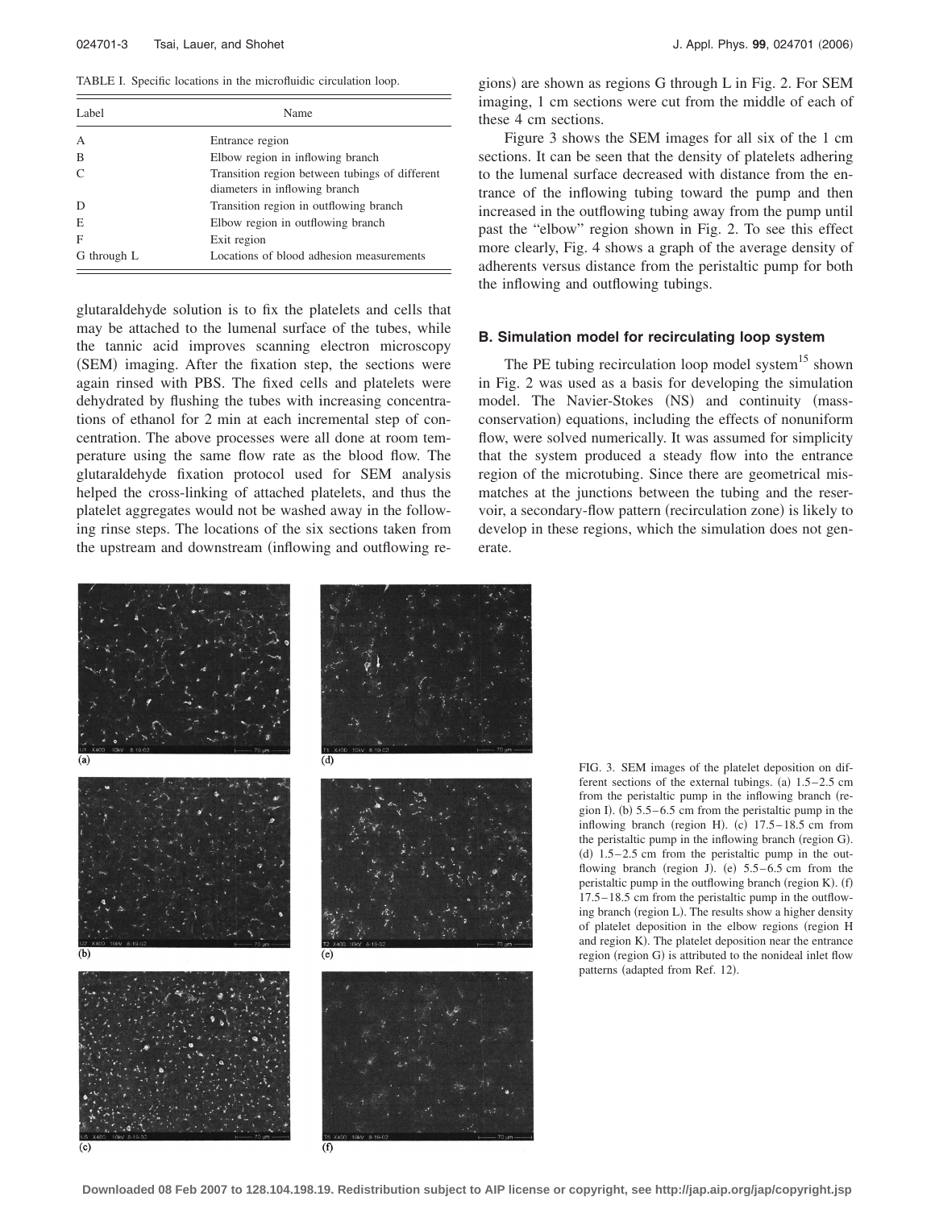TABLE I. Specific locations in the microfluidic circulation loop.

| Label | Name |
|---|---|
| A | Entrance region |
| B | Elbow region in inflowing branch |
| C | Transition region between tubings of different diameters in inflowing branch |
| D | Transition region in outflowing branch |
| E | Elbow region in outflowing branch |
| F | Exit region |
| G through L | Locations of blood adhesion measurements |

glutaraldehyde solution is to fix the platelets and cells that may be attached to the lumenal surface of the tubes, while the tannic acid improves scanning electron microscopy (SEM) imaging. After the fixation step, the sections were again rinsed with PBS. The fixed cells and platelets were dehydrated by flushing the tubes with increasing concentrations of ethanol for 2 min at each incremental step of concentration. The above processes were all done at room temperature using the same flow rate as the blood flow. The glutaraldehyde fixation protocol used for SEM analysis helped the cross-linking of attached platelets, and thus the platelet aggregates would not be washed away in the following rinse steps. The locations of the six sections taken from the upstream and downstream (inflowing and outflowing regions) are shown as regions G through L in Fig. 2. For SEM imaging, 1 cm sections were cut from the middle of each of these 4 cm sections.

Figure 3 shows the SEM images for all six of the 1 cm sections. It can be seen that the density of platelets adhering to the lumenal surface decreased with distance from the entrance of the inflowing tubing toward the pump and then increased in the outflowing tubing away from the pump until past the "elbow" region shown in Fig. 2. To see this effect more clearly, Fig. 4 shows a graph of the average density of adherents versus distance from the peristaltic pump for both the inflowing and outflowing tubings.

### B. Simulation model for recirculating loop system

The PE tubing recirculation loop model system[15] shown in Fig. 2 was used as a basis for developing the simulation model. The Navier-Stokes (NS) and continuity (mass-conservation) equations, including the effects of nonuniform flow, were solved numerically. It was assumed for simplicity that the system produced a steady flow into the entrance region of the microtubing. Since there are geometrical mismatches at the junctions between the tubing and the reservoir, a secondary-flow pattern (recirculation zone) is likely to develop in these regions, which the simulation does not generate.

FIG. 3. SEM images of the platelet deposition on different sections of the external tubings. (a) 1.5–2.5 cm from the peristaltic pump in the inflowing branch (region I). (b) 5.5–6.5 cm from the peristaltic pump in the inflowing branch (region H). (c) 17.5–18.5 cm from the peristaltic pump in the inflowing branch (region G). (d) 1.5–2.5 cm from the peristaltic pump in the outflowing branch (region J). (e) 5.5–6.5 cm from the peristaltic pump in the outflowing branch (region K). (f) 17.5–18.5 cm from the peristaltic pump in the outflowing branch (region L). The results show a higher density of platelet deposition in the elbow regions (region H and region K). The platelet deposition near the entrance region (region G) is attributed to the nonideal inlet flow patterns (adapted from Ref. 12).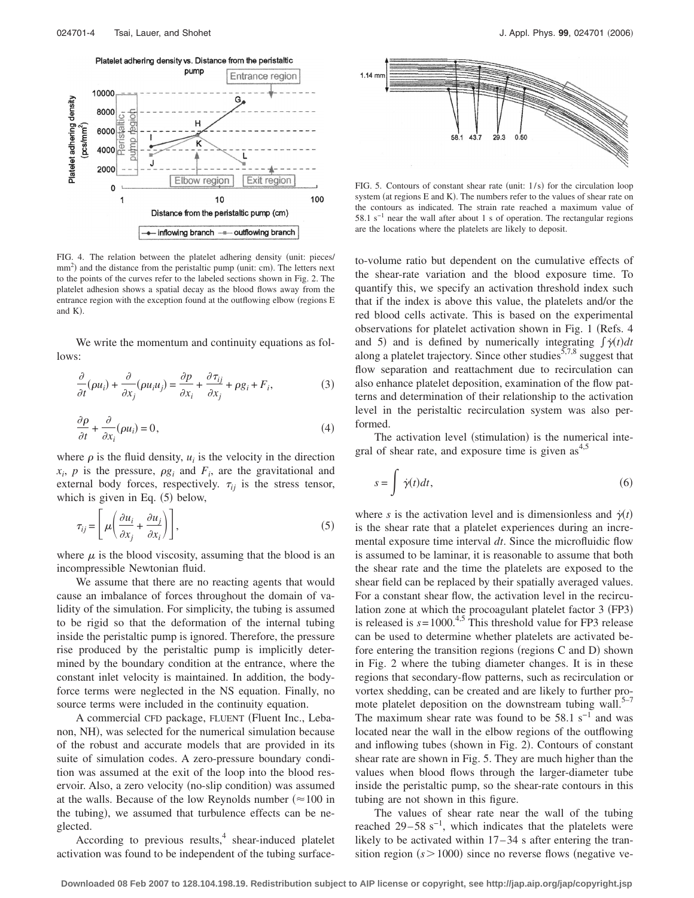FIG. 4. The relation between the platelet adhering density (unit: pieces/mm$^2$) and the distance from the peristaltic pump (unit: cm). The letters next to the points of the curves refer to the labeled sections shown in Fig. 2. The platelet adhesion shows a spatial decay as the blood flows away from the entrance region with the exception found at the outflowing elbow (regions E and K).

We write the momentum and continuity equations as follows:

$$\frac{\partial}{\partial t}(\rho u_i) + \frac{\partial}{\partial x_j}(\rho u_i u_j) = \frac{\partial p}{\partial x_i} + \frac{\partial \tau_{ij}}{\partial x_j} + \rho g_i + F_i, \tag{3}$$

$$\frac{\partial \rho}{\partial t} + \frac{\partial}{\partial x_i}(\rho u_i) = 0, \tag{4}$$

where $\rho$ is the fluid density, $u_i$ is the velocity in the direction $x_i$, $p$ is the pressure, $\rho g_i$ and $F_i$, are the gravitational and external body forces, respectively. $\tau_{ij}$ is the stress tensor, which is given in Eq. (5) below,

$$\tau_{ij} = \left[ \mu \left( \frac{\partial u_i}{\partial x_j} + \frac{\partial u_j}{\partial x_i} \right) \right], \tag{5}$$

where $\mu$ is the blood viscosity, assuming that the blood is an incompressible Newtonian fluid.

We assume that there are no reacting agents that would cause an imbalance of forces throughout the domain of validity of the simulation. For simplicity, the tubing is assumed to be rigid so that the deformation of the internal tubing inside the peristaltic pump is ignored. Therefore, the pressure rise produced by the peristaltic pump is implicitly determined by the boundary condition at the entrance, where the constant inlet velocity is maintained. In addition, the body-force terms were neglected in the NS equation. Finally, no source terms were included in the continuity equation.

A commercial CFD package, FLUENT (Fluent Inc., Lebanon, NH), was selected for the numerical simulation because of the robust and accurate models that are provided in its suite of simulation codes. A zero-pressure boundary condition was assumed at the exit of the loop into the blood reservoir. Also, a zero velocity (no-slip condition) was assumed at the walls. Because of the low Reynolds number ($\approx 100$ in the tubing), we assumed that turbulence effects can be neglected.

According to previous results,[4] shear-induced platelet activation was found to be independent of the tubing surface-to-volume ratio but dependent on the cumulative effects of the shear-rate variation and the blood exposure time. To quantify this, we specify an activation threshold index such that if the index is above this value, the platelets and/or the red blood cells activate. This is based on the experimental observations for platelet activation shown in Fig. 1 (Refs. 4 and 5) and is defined by numerically integrating $\int \dot{\gamma}(t)dt$ along a platelet trajectory. Since other studies[5,7,8] suggest that flow separation and reattachment due to recirculation can also enhance platelet deposition, examination of the flow patterns and determination of their relationship to the activation level in the peristaltic recirculation system was also performed.

FIG. 5. Contours of constant shear rate (unit: 1/s) for the circulation loop system (at regions E and K). The numbers refer to the values of shear rate on the contours as indicated. The strain rate reached a maximum value of 58.1 s$^{-1}$ near the wall after about 1 s of operation. The rectangular regions are the locations where the platelets are likely to deposit.

The activation level (stimulation) is the numerical integral of shear rate, and exposure time is given as[4,5]

$$s = \int \dot{\gamma}(t)dt, \tag{6}$$

where $s$ is the activation level and is dimensionless and $\dot{\gamma}(t)$ is the shear rate that a platelet experiences during an incremental exposure time interval $dt$. Since the microfluidic flow is assumed to be laminar, it is reasonable to assume that both the shear rate and the time the platelets are exposed to the shear field can be replaced by their spatially averaged values. For a constant shear flow, the activation level in the recirculation zone at which the procoagulant platelet factor 3 (FP3) is released is $s=1000$.[4,5] This threshold value for FP3 release can be used to determine whether platelets are activated before entering the transition regions (regions C and D) shown in Fig. 2 where the tubing diameter changes. It is in these regions that secondary-flow patterns, such as recirculation or vortex shedding, can be created and are likely to further promote platelet deposition on the downstream tubing wall.[5–7] The maximum shear rate was found to be 58.1 s$^{-1}$ and was located near the wall in the elbow regions of the outflowing and inflowing tubes (shown in Fig. 2). Contours of constant shear rate are shown in Fig. 5. They are much higher than the values when blood flows through the larger-diameter tube inside the peristaltic pump, so the shear-rate contours in this tubing are not shown in this figure.

The values of shear rate near the wall of the tubing reached 29–58 s$^{-1}$, which indicates that the platelets were likely to be activated within 17–34 s after entering the transition region ($s > 1000$) since no reverse flows (negative ve-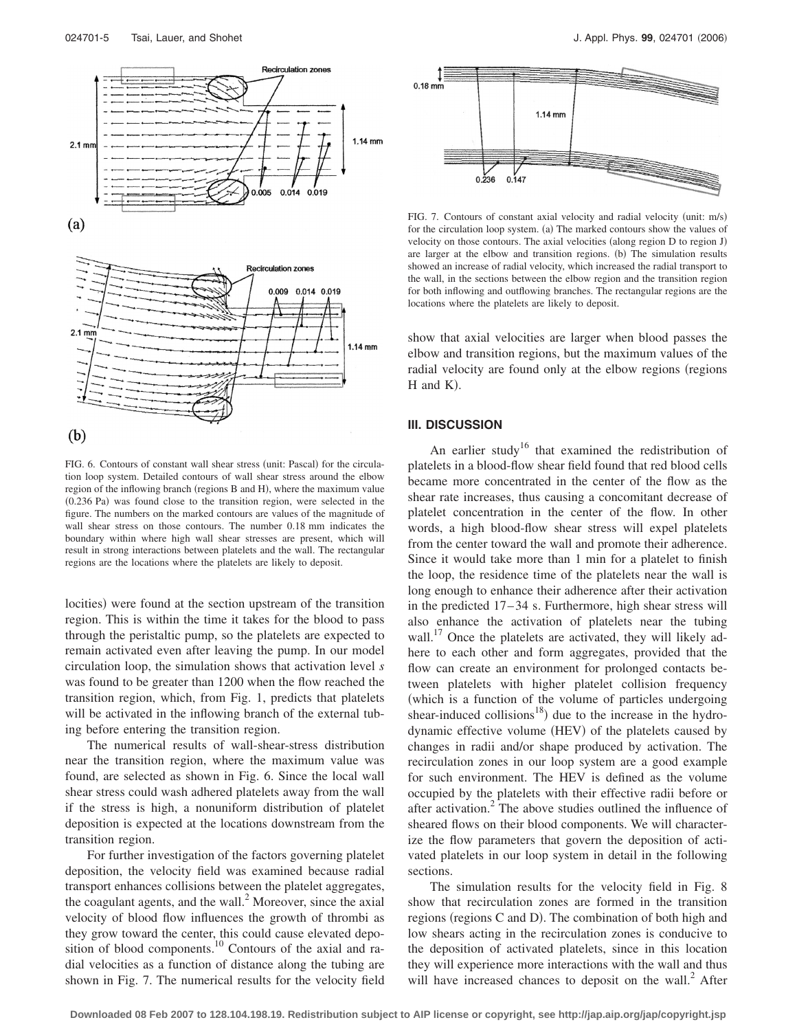FIG. 6. Contours of constant wall shear stress (unit: Pascal) for the circulation loop system. Detailed contours of wall shear stress around the elbow region of the inflowing branch (regions B and H), where the maximum value (0.236 Pa) was found close to the transition region, were selected in the figure. The numbers on the marked contours are values of the magnitude of wall shear stress on those contours. The number 0.18 mm indicates the boundary within where high wall shear stresses are present, which will result in strong interactions between platelets and the wall. The rectangular regions are the locations where the platelets are likely to deposit.

locities) were found at the section upstream of the transition region. This is within the time it takes for the blood to pass through the peristaltic pump, so the platelets are expected to remain activated even after leaving the pump. In our model circulation loop, the simulation shows that activation level *s* was found to be greater than 1200 when the flow reached the transition region, which, from Fig. 1, predicts that platelets will be activated in the inflowing branch of the external tubing before entering the transition region.

The numerical results of wall-shear-stress distribution near the transition region, where the maximum value was found, are selected as shown in Fig. 6. Since the local wall shear stress could wash adhered platelets away from the wall if the stress is high, a nonuniform distribution of platelet deposition is expected at the locations downstream from the transition region.

For further investigation of the factors governing platelet deposition, the velocity field was examined because radial transport enhances collisions between the platelet aggregates, the coagulant agents, and the wall.[2] Moreover, since the axial velocity of blood flow influences the growth of thrombi as they grow toward the center, this could cause elevated deposition of blood components.[10] Contours of the axial and radial velocities as a function of distance along the tubing are shown in Fig. 7. The numerical results for the velocity field show that axial velocities are larger when blood passes the elbow and transition regions, but the maximum values of the radial velocity are found only at the elbow regions (regions H and K).

FIG. 7. Contours of constant axial velocity and radial velocity (unit: m/s) for the circulation loop system. (a) The marked contours show the values of velocity on those contours. The axial velocities (along region D to region J) are larger at the elbow and transition regions. (b) The simulation results showed an increase of radial velocity, which increased the radial transport to the wall, in the sections between the elbow region and the transition region for both inflowing and outflowing branches. The rectangular regions are the locations where the platelets are likely to deposit.

## III. DISCUSSION

An earlier study[16] that examined the redistribution of platelets in a blood-flow shear field found that red blood cells became more concentrated in the center of the flow as the shear rate increases, thus causing a concomitant decrease of platelet concentration in the center of the flow. In other words, a high blood-flow shear stress will expel platelets from the center toward the wall and promote their adherence. Since it would take more than 1 min for a platelet to finish the loop, the residence time of the platelets near the wall is long enough to enhance their adherence after their activation in the predicted 17–34 s. Furthermore, high shear stress will also enhance the activation of platelets near the tubing wall.[17] Once the platelets are activated, they will likely adhere to each other and form aggregates, provided that the flow can create an environment for prolonged contacts between platelets with higher platelet collision frequency (which is a function of the volume of particles undergoing shear-induced collisions[18]) due to the increase in the hydrodynamic effective volume (HEV) of the platelets caused by changes in radii and/or shape produced by activation. The recirculation zones in our loop system are a good example for such environment. The HEV is defined as the volume occupied by the platelets with their effective radii before or after activation.[2] The above studies outlined the influence of sheared flows on their blood components. We will characterize the flow parameters that govern the deposition of activated platelets in our loop system in detail in the following sections.

The simulation results for the velocity field in Fig. 8 show that recirculation zones are formed in the transition regions (regions C and D). The combination of both high and low shears acting in the recirculation zones is conducive to the deposition of activated platelets, since in this location they will experience more interactions with the wall and thus will have increased chances to deposit on the wall.[2] After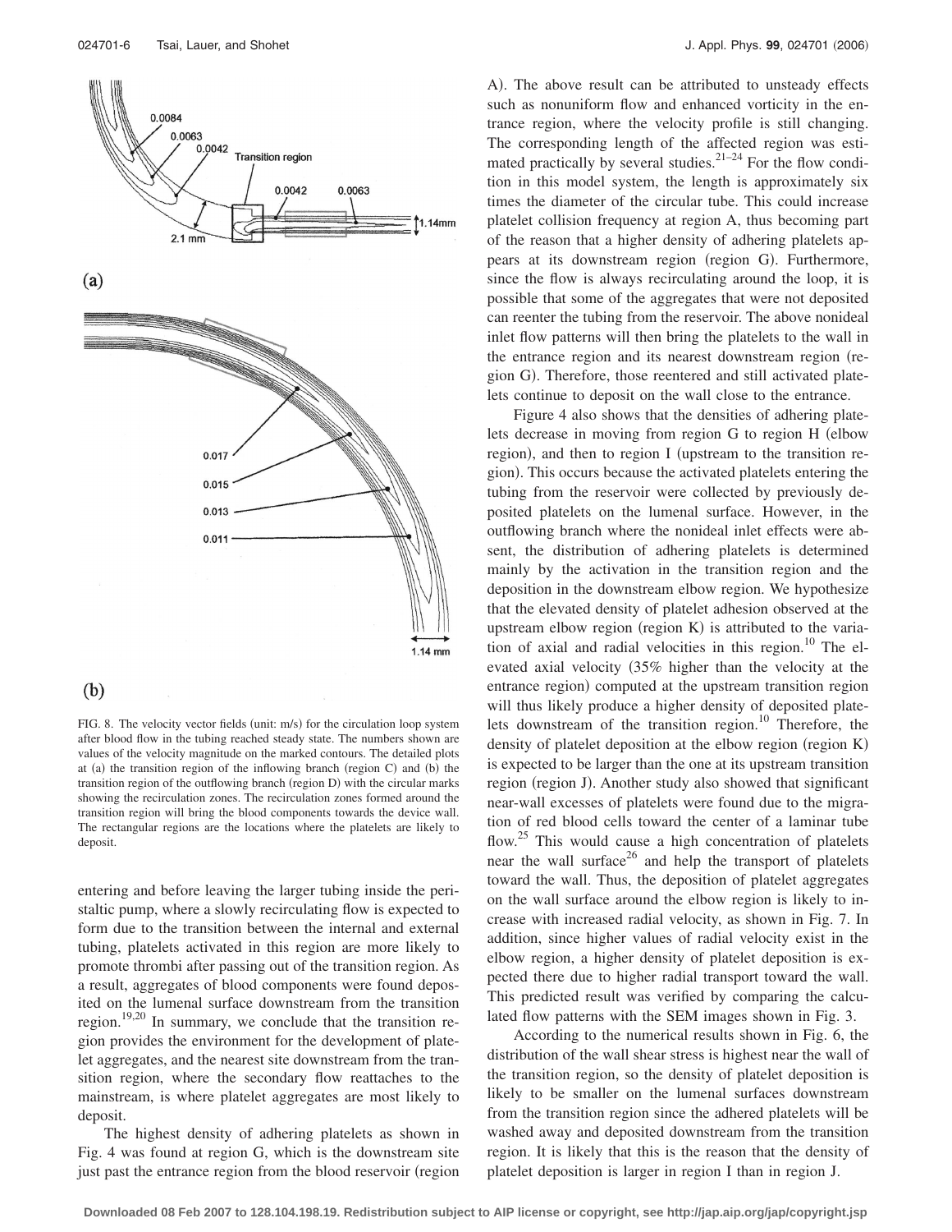FIG. 8. The velocity vector fields (unit: m/s) for the circulation loop system after blood flow in the tubing reached steady state. The numbers shown are values of the velocity magnitude on the marked contours. The detailed plots at (a) the transition region of the inflowing branch (region C) and (b) the transition region of the outflowing branch (region D) with the circular marks showing the recirculation zones. The recirculation zones formed around the transition region will bring the blood components towards the device wall. The rectangular regions are the locations where the platelets are likely to deposit.

entering and before leaving the larger tubing inside the peristaltic pump, where a slowly recirculating flow is expected to form due to the transition between the internal and external tubing, platelets activated in this region are more likely to promote thrombi after passing out of the transition region. As a result, aggregates of blood components were found deposited on the lumenal surface downstream from the transition region.[19,20] In summary, we conclude that the transition region provides the environment for the development of platelet aggregates, and the nearest site downstream from the transition region, where the secondary flow reattaches to the mainstream, is where platelet aggregates are most likely to deposit.

The highest density of adhering platelets as shown in Fig. 4 was found at region G, which is the downstream site just past the entrance region from the blood reservoir (region A). The above result can be attributed to unsteady effects such as nonuniform flow and enhanced vorticity in the entrance region, where the velocity profile is still changing. The corresponding length of the affected region was estimated practically by several studies.[21–24] For the flow condition in this model system, the length is approximately six times the diameter of the circular tube. This could increase platelet collision frequency at region A, thus becoming part of the reason that a higher density of adhering platelets appears at its downstream region (region G). Furthermore, since the flow is always recirculating around the loop, it is possible that some of the aggregates that were not deposited can reenter the tubing from the reservoir. The above nonideal inlet flow patterns will then bring the platelets to the wall in the entrance region and its nearest downstream region (region G). Therefore, those reentered and still activated platelets continue to deposit on the wall close to the entrance.

Figure 4 also shows that the densities of adhering platelets decrease in moving from region G to region H (elbow region), and then to region I (upstream to the transition region). This occurs because the activated platelets entering the tubing from the reservoir were collected by previously deposited platelets on the lumenal surface. However, in the outflowing branch where the nonideal inlet effects were absent, the distribution of adhering platelets is determined mainly by the activation in the transition region and the deposition in the downstream elbow region. We hypothesize that the elevated density of platelet adhesion observed at the upstream elbow region (region K) is attributed to the variation of axial and radial velocities in this region.[10] The elevated axial velocity (35% higher than the velocity at the entrance region) computed at the upstream transition region will thus likely produce a higher density of deposited platelets downstream of the transition region.[10] Therefore, the density of platelet deposition at the elbow region (region K) is expected to be larger than the one at its upstream transition region (region J). Another study also showed that significant near-wall excesses of platelets were found due to the migration of red blood cells toward the center of a laminar tube flow.[25] This would cause a high concentration of platelets near the wall surface[26] and help the transport of platelets toward the wall. Thus, the deposition of platelet aggregates on the wall surface around the elbow region is likely to increase with increased radial velocity, as shown in Fig. 7. In addition, since higher values of radial velocity exist in the elbow region, a higher density of platelet deposition is expected there due to higher radial transport toward the wall. This predicted result was verified by comparing the calculated flow patterns with the SEM images shown in Fig. 3.

According to the numerical results shown in Fig. 6, the distribution of the wall shear stress is highest near the wall of the transition region, so the density of platelet deposition is likely to be smaller on the lumenal surfaces downstream from the transition region since the adhered platelets will be washed away and deposited downstream from the transition region. It is likely that this is the reason that the density of platelet deposition is larger in region I than in region J.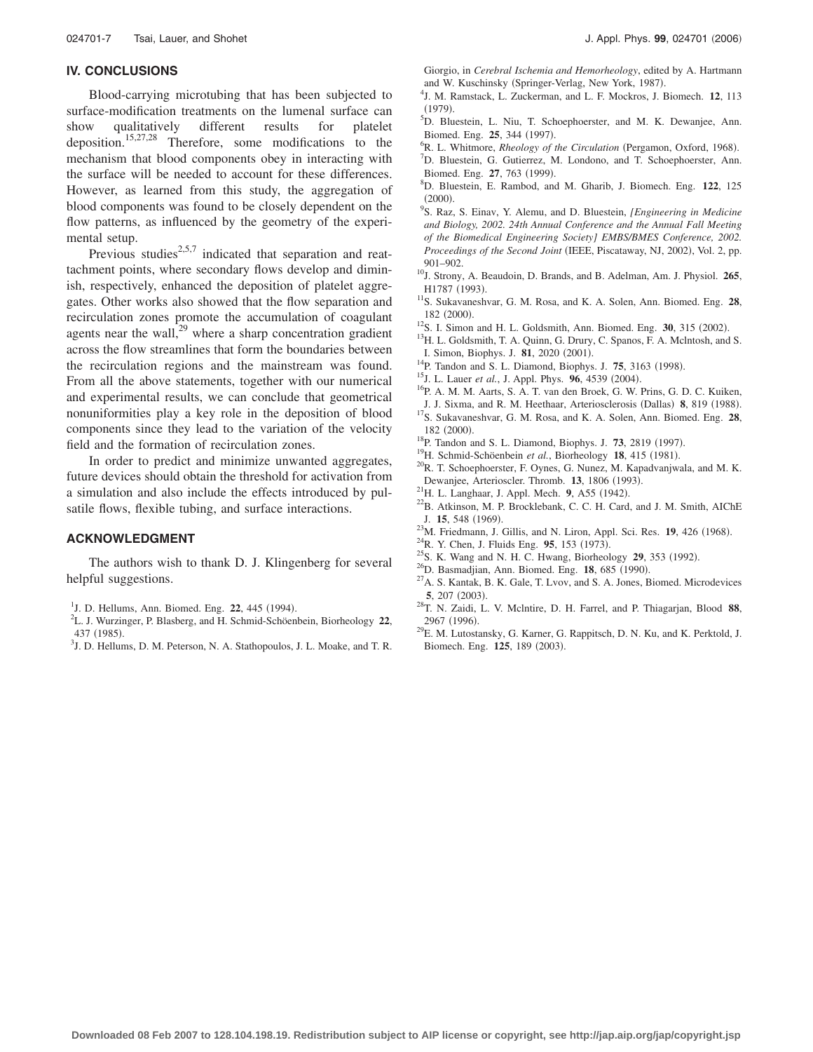## IV. CONCLUSIONS

Blood-carrying microtubing that has been subjected to surface-modification treatments on the lumenal surface can show qualitatively different results for platelet deposition.[15,27,28] Therefore, some modifications to the mechanism that blood components obey in interacting with the surface will be needed to account for these differences. However, as learned from this study, the aggregation of blood components was found to be closely dependent on the flow patterns, as influenced by the geometry of the experimental setup.

Previous studies[2,5,7] indicated that separation and reattachment points, where secondary flows develop and diminish, respectively, enhanced the deposition of platelet aggregates. Other works also showed that the flow separation and recirculation zones promote the accumulation of coagulant agents near the wall,[29] where a sharp concentration gradient across the flow streamlines that form the boundaries between the recirculation regions and the mainstream was found. From all the above statements, together with our numerical and experimental results, we can conclude that geometrical nonuniformities play a key role in the deposition of blood components since they lead to the variation of the velocity field and the formation of recirculation zones.

In order to predict and minimize unwanted aggregates, future devices should obtain the threshold for activation from a simulation and also include the effects introduced by pulsatile flows, flexible tubing, and surface interactions.

## ACKNOWLEDGMENT

The authors wish to thank D. J. Klingenberg for several helpful suggestions.

[1] J. D. Hellums, Ann. Biomed. Eng. **22**, 445 (1994).
[2] L. J. Wurzinger, P. Blasberg, and H. Schmid-Schöenbein, Biorheology **22**, 437 (1985).
[3] J. D. Hellums, D. M. Peterson, N. A. Stathopoulos, J. L. Moake, and T. R. Giorgio, in *Cerebral Ischemia and Hemorheology*, edited by A. Hartmann and W. Kuschinsky (Springer-Verlag, New York, 1987).
[4] J. M. Ramstack, L. Zuckerman, and L. F. Mockros, J. Biomech. **12**, 113 (1979).
[5] D. Bluestein, L. Niu, T. Schoephoerster, and M. K. Dewanjee, Ann. Biomed. Eng. **25**, 344 (1997).
[6] R. L. Whitmore, *Rheology of the Circulation* (Pergamon, Oxford, 1968).
[7] D. Bluestein, G. Gutierrez, M. Londono, and T. Schoephoerster, Ann. Biomed. Eng. **27**, 763 (1999).
[8] D. Bluestein, E. Rambod, and M. Gharib, J. Biomech. Eng. **122**, 125 (2000).
[9] S. Raz, S. Einav, Y. Alemu, and D. Bluestein, *[Engineering in Medicine and Biology, 2002. 24th Annual Conference and the Annual Fall Meeting of the Biomedical Engineering Society] EMBS/BMES Conference, 2002. Proceedings of the Second Joint* (IEEE, Piscataway, NJ, 2002), Vol. 2, pp. 901–902.
[10] J. Strony, A. Beaudoin, D. Brands, and B. Adelman, Am. J. Physiol. **265**, H1787 (1993).
[11] S. Sukavaneshvar, G. M. Rosa, and K. A. Solen, Ann. Biomed. Eng. **28**, 182 (2000).
[12] S. I. Simon and H. L. Goldsmith, Ann. Biomed. Eng. **30**, 315 (2002).
[13] H. L. Goldsmith, T. A. Quinn, G. Drury, C. Spanos, F. A. McIntosh, and S. I. Simon, Biophys. J. **81**, 2020 (2001).
[14] P. Tandon and S. L. Diamond, Biophys. J. **75**, 3163 (1998).
[15] J. L. Lauer *et al.*, J. Appl. Phys. **96**, 4539 (2004).
[16] P. A. M. M. Aarts, S. A. T. van den Broek, G. W. Prins, G. D. C. Kuiken, J. J. Sixma, and R. M. Heethaar, Arteriosclerosis (Dallas) **8**, 819 (1988).
[17] S. Sukavaneshvar, G. M. Rosa, and K. A. Solen, Ann. Biomed. Eng. **28**, 182 (2000).
[18] P. Tandon and S. L. Diamond, Biophys. J. **73**, 2819 (1997).
[19] H. Schmid-Schöenbein *et al.*, Biorheology **18**, 415 (1981).
[20] R. T. Schoephoerster, F. Oynes, G. Nunez, M. Kapadvanjwala, and M. K. Dewanjee, Arterioscler. Thromb. **13**, 1806 (1993).
[21] H. L. Langhaar, J. Appl. Mech. **9**, A55 (1942).
[22] B. Atkinson, M. P. Brocklebank, C. C. H. Card, and J. M. Smith, AIChE J. **15**, 548 (1969).
[23] M. Friedmann, J. Gillis, and N. Liron, Appl. Sci. Res. **19**, 426 (1968).
[24] R. Y. Chen, J. Fluids Eng. **95**, 153 (1973).
[25] S. K. Wang and N. H. C. Hwang, Biorheology **29**, 353 (1992).
[26] D. Basmadjian, Ann. Biomed. Eng. **18**, 685 (1990).
[27] A. S. Kantak, B. K. Gale, T. Lvov, and S. A. Jones, Biomed. Microdevices **5**, 207 (2003).
[28] T. N. Zaidi, L. V. McIntire, D. H. Farrel, and P. Thiagarjan, Blood **88**, 2967 (1996).
[29] E. M. Lutostansky, G. Karner, G. Rappitsch, D. N. Ku, and K. Perktold, J. Biomech. Eng. **125**, 189 (2003).